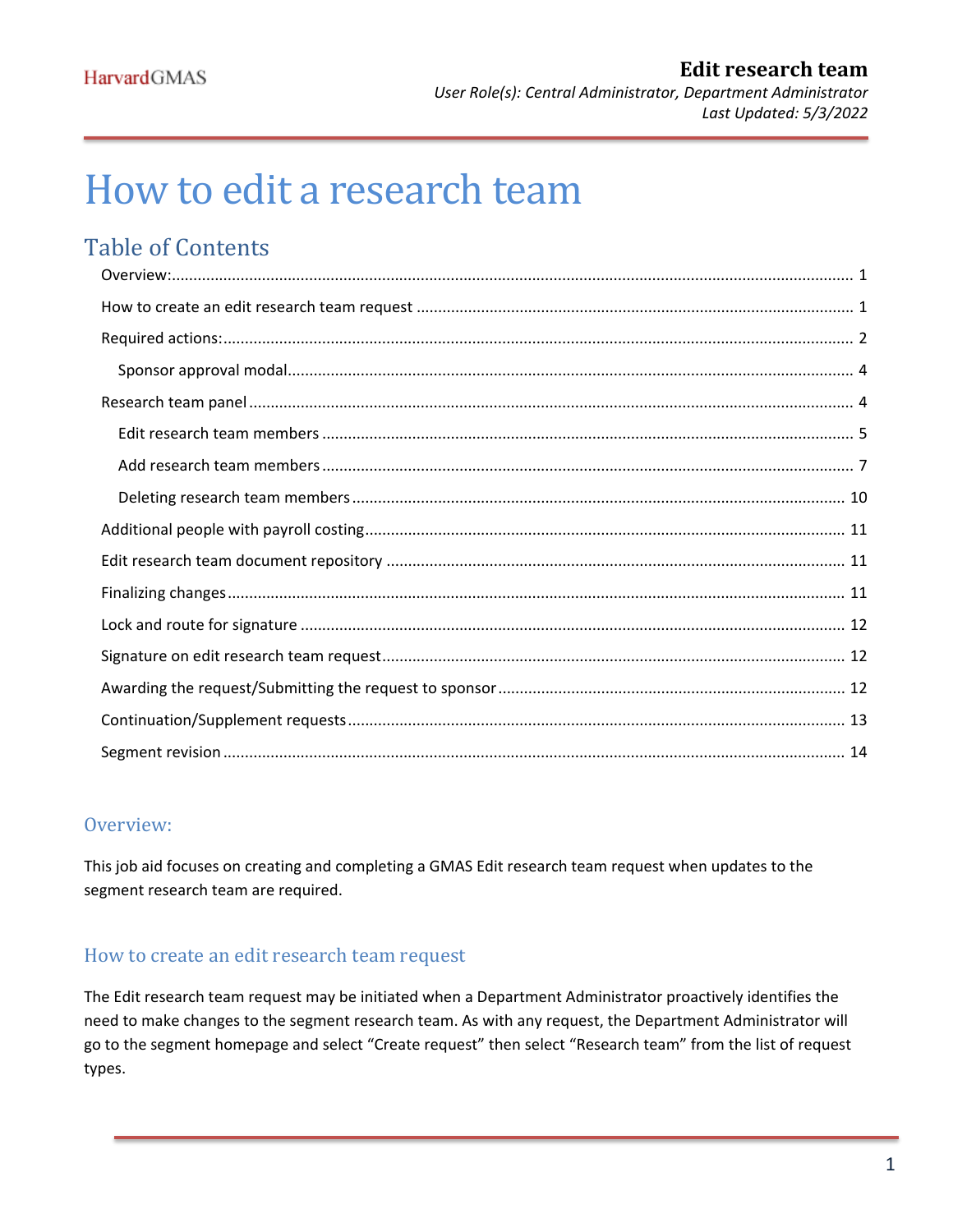HarvardGMAS

**Edit research team**
*User Role(s): Central Administrator, Department Administrator*
*Last Updated: 5/3/2022*

# How to edit a research team

## Table of Contents

- Overview: ... 1
- How to create an edit research team request ... 1
- Required actions: ... 2
  - Sponsor approval modal ... 4
- Research team panel ... 4
  - Edit research team members ... 5
  - Add research team members ... 7
  - Deleting research team members ... 10
- Additional people with payroll costing ... 11
- Edit research team document repository ... 11
- Finalizing changes ... 11
- Lock and route for signature ... 12
- Signature on edit research team request ... 12
- Awarding the request/Submitting the request to sponsor ... 12
- Continuation/Supplement requests ... 13
- Segment revision ... 14

## Overview:

This job aid focuses on creating and completing a GMAS Edit research team request when updates to the segment research team are required.

## How to create an edit research team request

The Edit research team request may be initiated when a Department Administrator proactively identifies the need to make changes to the segment research team. As with any request, the Department Administrator will go to the segment homepage and select "Create request" then select "Research team" from the list of request types.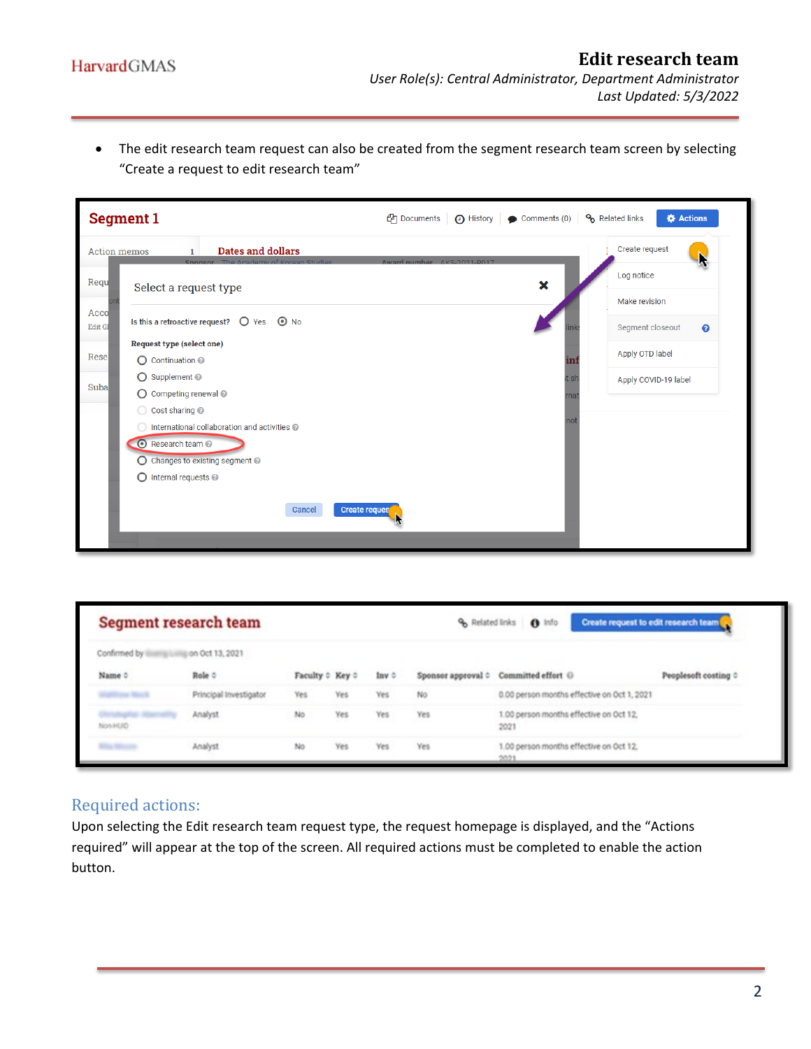- The edit research team request can also be created from the segment research team screen by selecting “Create a request to edit research team”

## Required actions:

Upon selecting the Edit research team request type, the request homepage is displayed, and the “Actions required” will appear at the top of the screen. All required actions must be completed to enable the action button.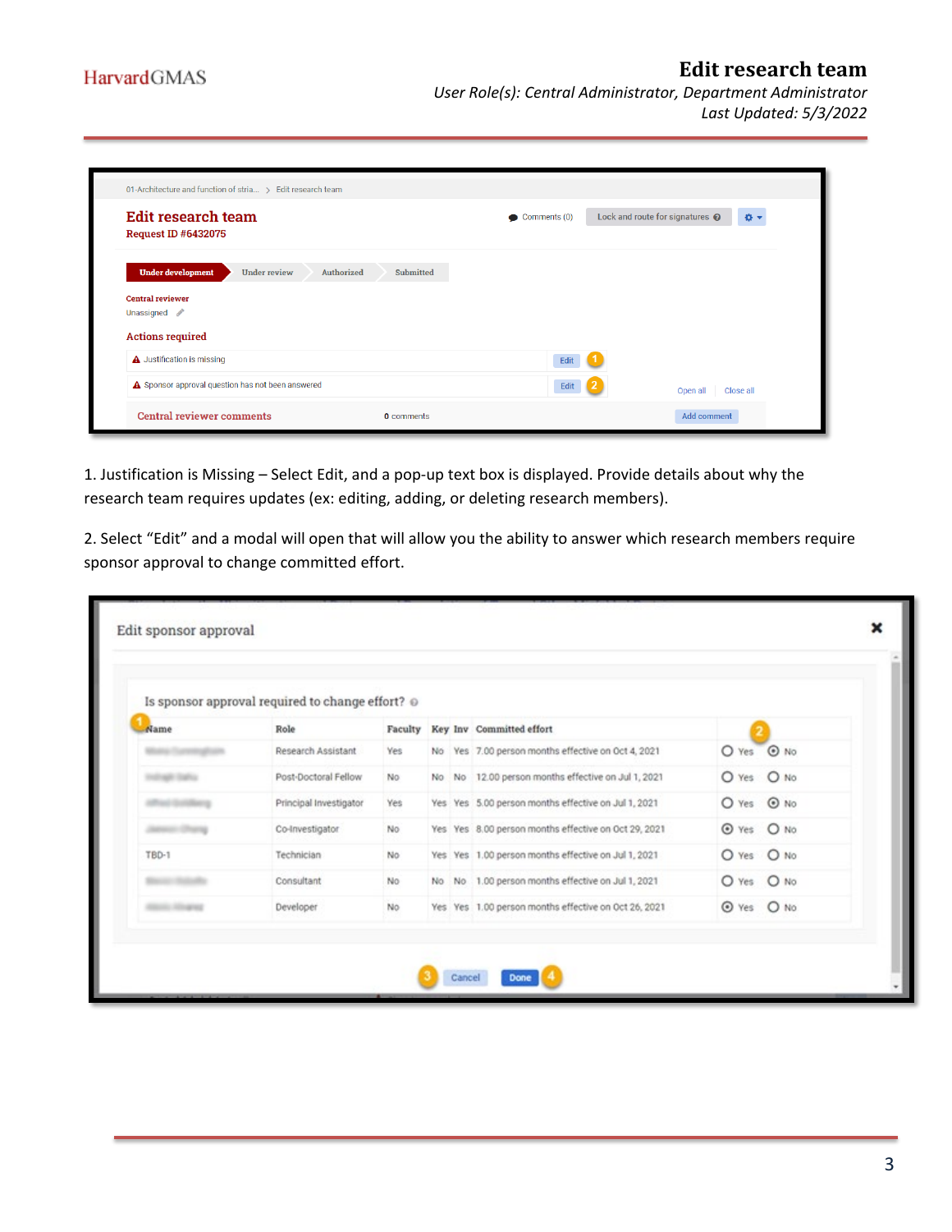1. Justification is Missing – Select Edit, and a pop-up text box is displayed. Provide details about why the research team requires updates (ex: editing, adding, or deleting research members).

2. Select "Edit" and a modal will open that will allow you the ability to answer which research members require sponsor approval to change committed effort.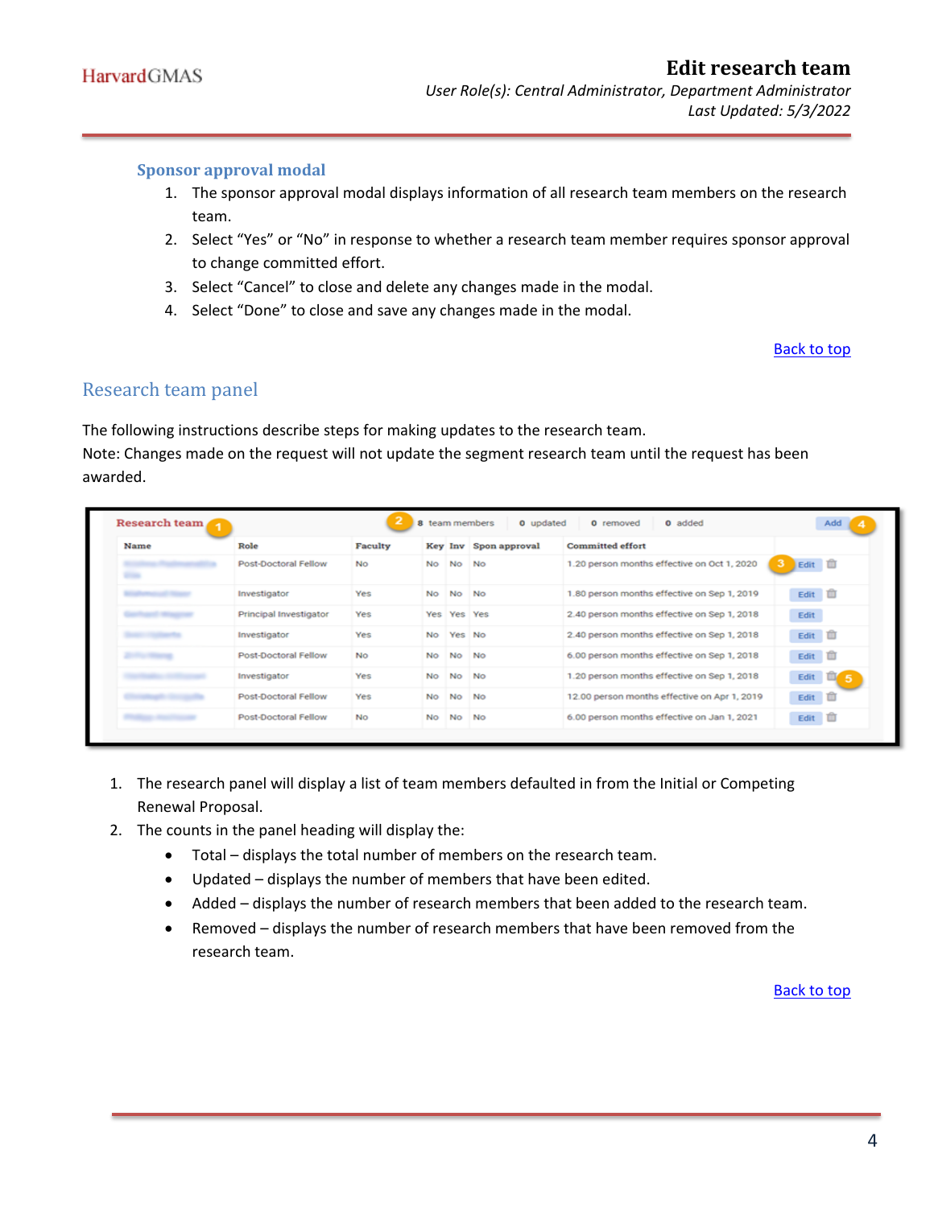### Sponsor approval modal

1. The sponsor approval modal displays information of all research team members on the research team.
2. Select “Yes” or “No” in response to whether a research team member requires sponsor approval to change committed effort.
3. Select “Cancel” to close and delete any changes made in the modal.
4. Select “Done” to close and save any changes made in the modal.

[Back to top](#)

## Research team panel

The following instructions describe steps for making updates to the research team.
Note: Changes made on the request will not update the segment research team until the request has been awarded.

Research team (1) — (2) 8 team members | 0 updated | 0 removed | 0 added — Add (4)

| Name | Role | Faculty | Key | Inv | Spon approval | Committed effort | |
|---|---|---|---|---|---|---|---|
| | Post-Doctoral Fellow | No | No | No | No | 1.20 person months effective on Oct 1, 2020 | (3) Edit |
| | Investigator | Yes | No | No | No | 1.80 person months effective on Sep 1, 2019 | Edit |
| | Principal Investigator | Yes | Yes | Yes | Yes | 2.40 person months effective on Sep 1, 2018 | Edit |
| | Investigator | Yes | No | Yes | No | 2.40 person months effective on Sep 1, 2018 | Edit |
| | Post-Doctoral Fellow | No | No | No | No | 6.00 person months effective on Sep 1, 2018 | Edit |
| | Investigator | Yes | No | No | No | 1.20 person months effective on Sep 1, 2018 | Edit (5) |
| | Post-Doctoral Fellow | Yes | No | No | No | 12.00 person months effective on Apr 1, 2019 | Edit |
| | Post-Doctoral Fellow | No | No | No | No | 6.00 person months effective on Jan 1, 2021 | Edit |

1. The research panel will display a list of team members defaulted in from the Initial or Competing Renewal Proposal.
2. The counts in the panel heading will display the:
   - Total – displays the total number of members on the research team.
   - Updated – displays the number of members that have been edited.
   - Added – displays the number of research members that been added to the research team.
   - Removed – displays the number of research members that have been removed from the research team.

[Back to top](#)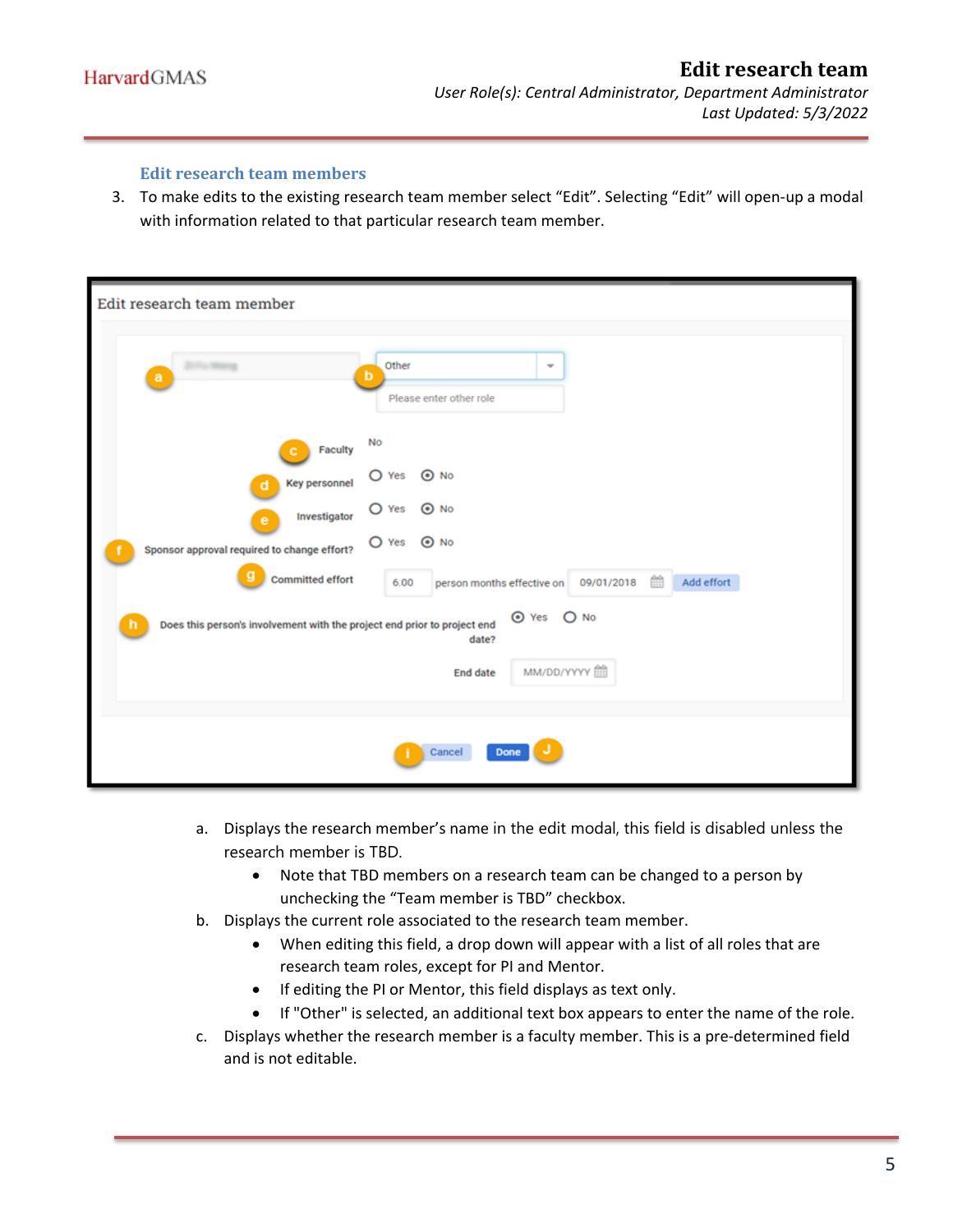### Edit research team members

3. To make edits to the existing research team member select "Edit". Selecting "Edit" will open-up a modal with information related to that particular research team member.

   a. Displays the research member's name in the edit modal, this field is disabled unless the research member is TBD.
      - Note that TBD members on a research team can be changed to a person by unchecking the "Team member is TBD" checkbox.

   b. Displays the current role associated to the research team member.
      - When editing this field, a drop down will appear with a list of all roles that are research team roles, except for PI and Mentor.
      - If editing the PI or Mentor, this field displays as text only.
      - If "Other" is selected, an additional text box appears to enter the name of the role.

   c. Displays whether the research member is a faculty member. This is a pre-determined field and is not editable.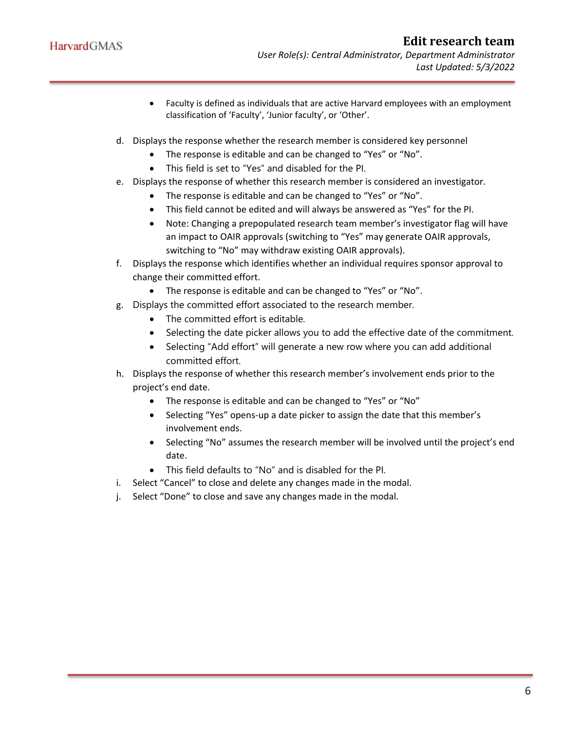- Faculty is defined as individuals that are active Harvard employees with an employment classification of 'Faculty', 'Junior faculty', or 'Other'.

d. Displays the response whether the research member is considered key personnel
   - The response is editable and can be changed to "Yes" or "No".
   - This field is set to "Yes" and disabled for the PI.

e. Displays the response of whether this research member is considered an investigator.
   - The response is editable and can be changed to "Yes" or "No".
   - This field cannot be edited and will always be answered as "Yes" for the PI.
   - Note: Changing a prepopulated research team member's investigator flag will have an impact to OAIR approvals (switching to "Yes" may generate OAIR approvals, switching to "No" may withdraw existing OAIR approvals).

f. Displays the response which identifies whether an individual requires sponsor approval to change their committed effort.
   - The response is editable and can be changed to "Yes" or "No".

g. Displays the committed effort associated to the research member.
   - The committed effort is editable.
   - Selecting the date picker allows you to add the effective date of the commitment.
   - Selecting "Add effort" will generate a new row where you can add additional committed effort.

h. Displays the response of whether this research member's involvement ends prior to the project's end date.
   - The response is editable and can be changed to "Yes" or "No"
   - Selecting "Yes" opens-up a date picker to assign the date that this member's involvement ends.
   - Selecting "No" assumes the research member will be involved until the project's end date.
   - This field defaults to "No" and is disabled for the PI.

i. Select "Cancel" to close and delete any changes made in the modal.

j. Select "Done" to close and save any changes made in the modal.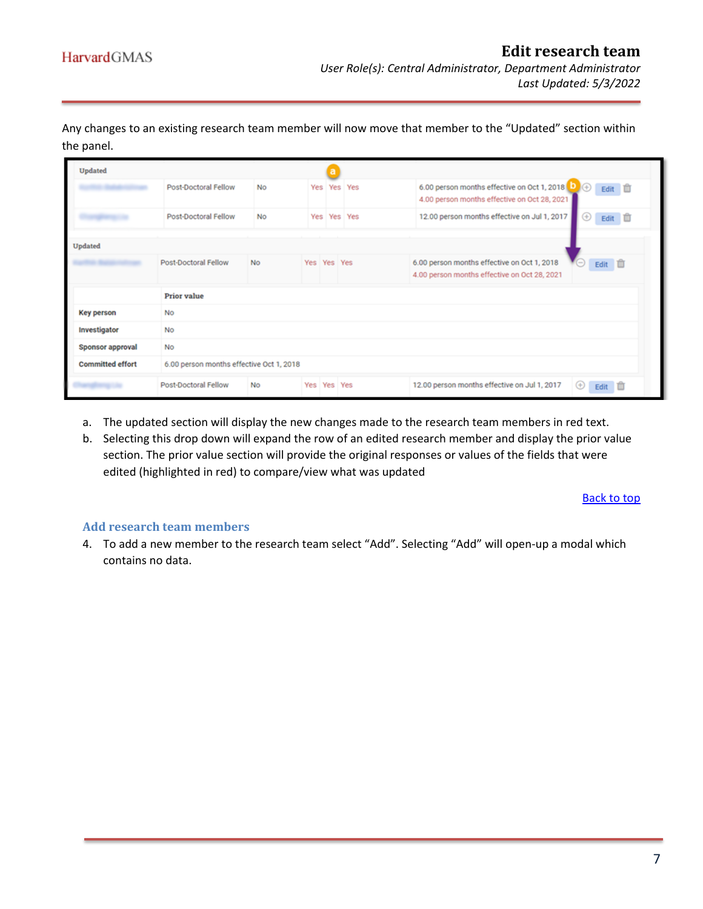Any changes to an existing research team member will now move that member to the “Updated” section within the panel.

a. The updated section will display the new changes made to the research team members in red text.
b. Selecting this drop down will expand the row of an edited research member and display the prior value section. The prior value section will provide the original responses or values of the fields that were edited (highlighted in red) to compare/view what was updated

[Back to top]

### Add research team members

4. To add a new member to the research team select “Add”. Selecting “Add” will open-up a modal which contains no data.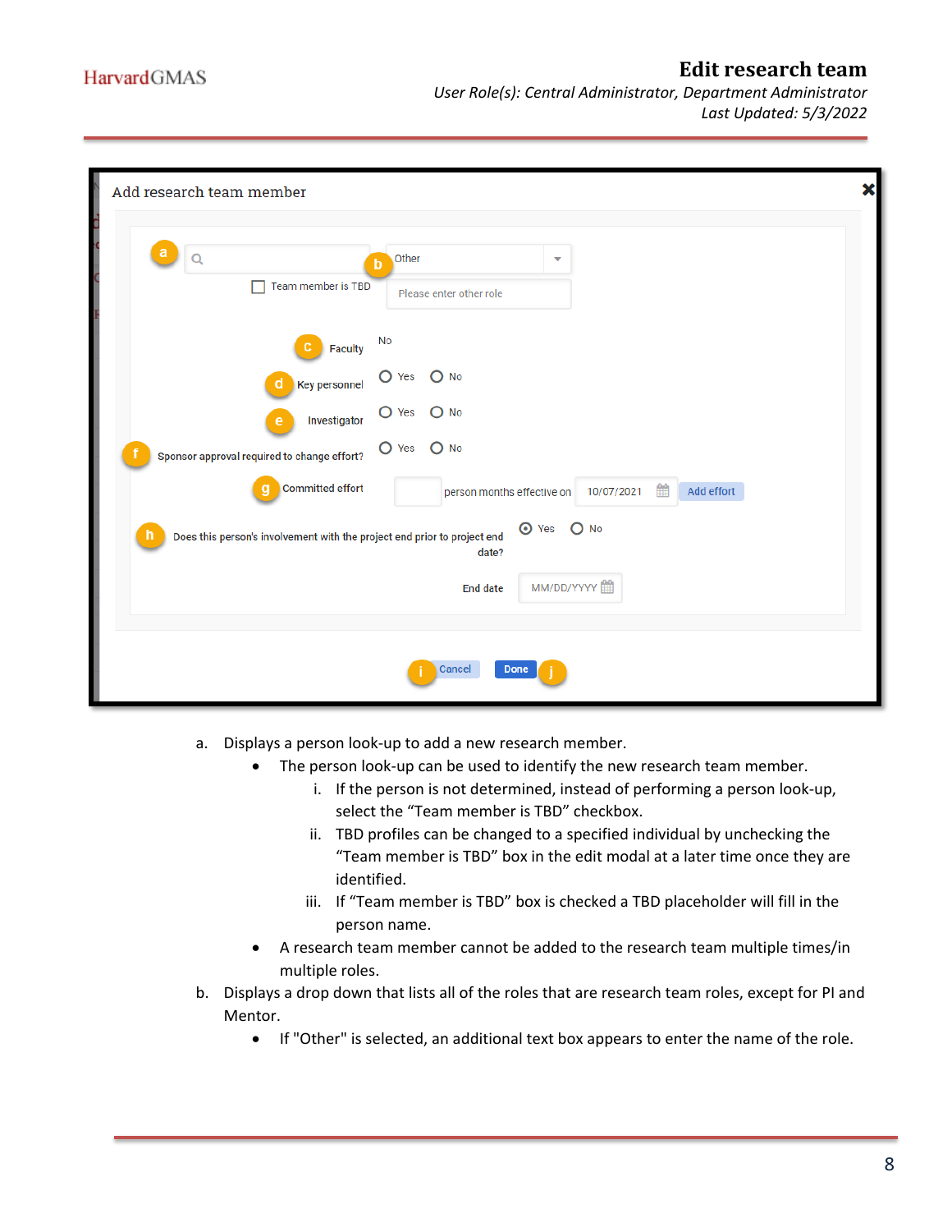a. Displays a person look-up to add a new research member.
    - The person look-up can be used to identify the new research team member.
        i. If the person is not determined, instead of performing a person look-up, select the "Team member is TBD" checkbox.
        ii. TBD profiles can be changed to a specified individual by unchecking the "Team member is TBD" box in the edit modal at a later time once they are identified.
        iii. If "Team member is TBD" box is checked a TBD placeholder will fill in the person name.
    - A research team member cannot be added to the research team multiple times/in multiple roles.

b. Displays a drop down that lists all of the roles that are research team roles, except for PI and Mentor.
    - If "Other" is selected, an additional text box appears to enter the name of the role.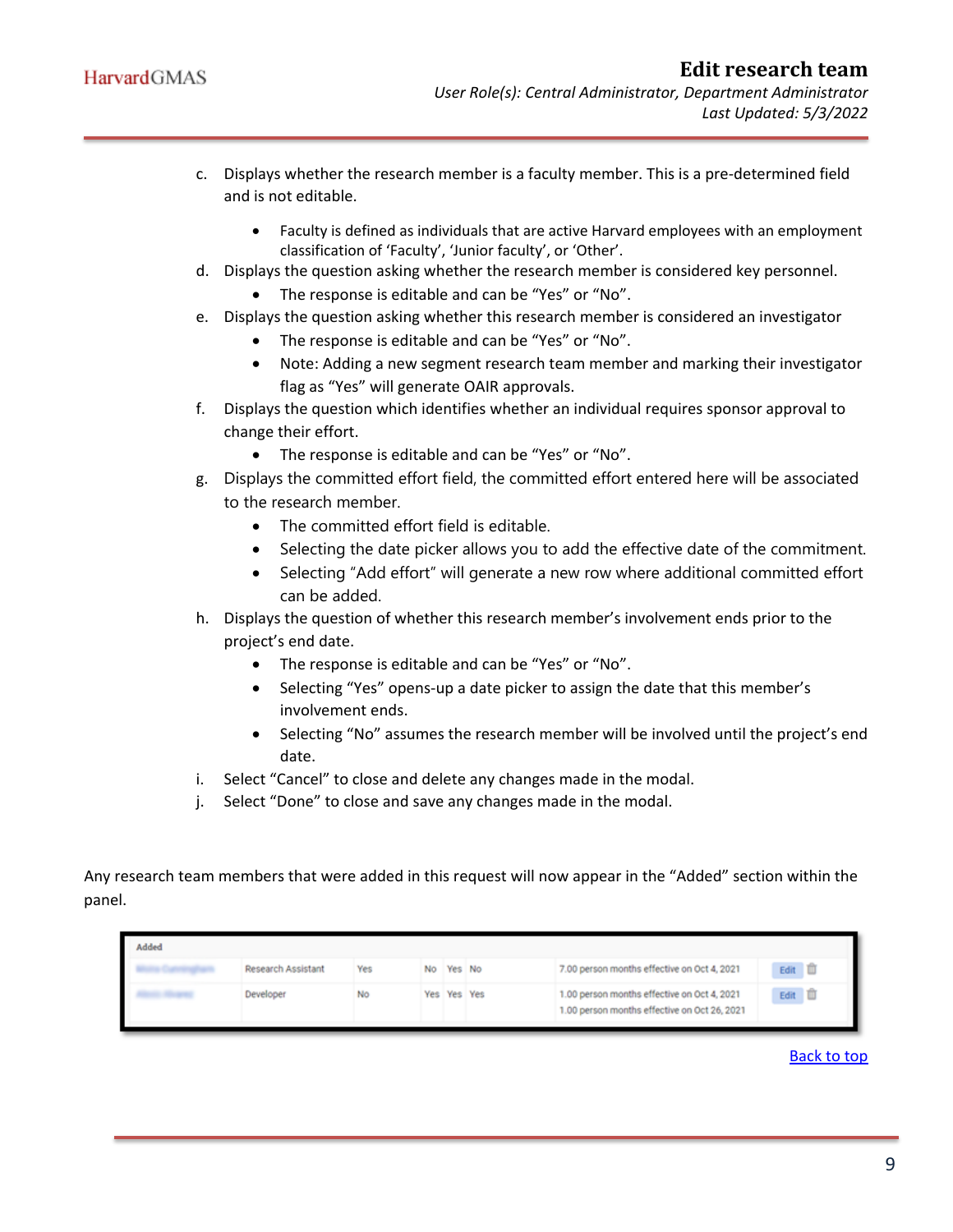c. Displays whether the research member is a faculty member. This is a pre-determined field and is not editable.
   - Faculty is defined as individuals that are active Harvard employees with an employment classification of 'Faculty', 'Junior faculty', or 'Other'.

d. Displays the question asking whether the research member is considered key personnel.
   - The response is editable and can be "Yes" or "No".

e. Displays the question asking whether this research member is considered an investigator
   - The response is editable and can be "Yes" or "No".
   - Note: Adding a new segment research team member and marking their investigator flag as "Yes" will generate OAIR approvals.

f. Displays the question which identifies whether an individual requires sponsor approval to change their effort.
   - The response is editable and can be "Yes" or "No".

g. Displays the committed effort field, the committed effort entered here will be associated to the research member.
   - The committed effort field is editable.
   - Selecting the date picker allows you to add the effective date of the commitment.
   - Selecting "Add effort" will generate a new row where additional committed effort can be added.

h. Displays the question of whether this research member's involvement ends prior to the project's end date.
   - The response is editable and can be "Yes" or "No".
   - Selecting "Yes" opens-up a date picker to assign the date that this member's involvement ends.
   - Selecting "No" assumes the research member will be involved until the project's end date.

i. Select "Cancel" to close and delete any changes made in the modal.

j. Select "Done" to close and save any changes made in the modal.

Any research team members that were added in this request will now appear in the "Added" section within the panel.

**Added**

| | | | | | | | |
|---|---|---|---|---|---|---|---|
| | Research Assistant | Yes | No | Yes | No | 7.00 person months effective on Oct 4, 2021 | Edit |
| | Developer | No | Yes | Yes | Yes | 1.00 person months effective on Oct 4, 2021<br>1.00 person months effective on Oct 26, 2021 | Edit |

[Back to top]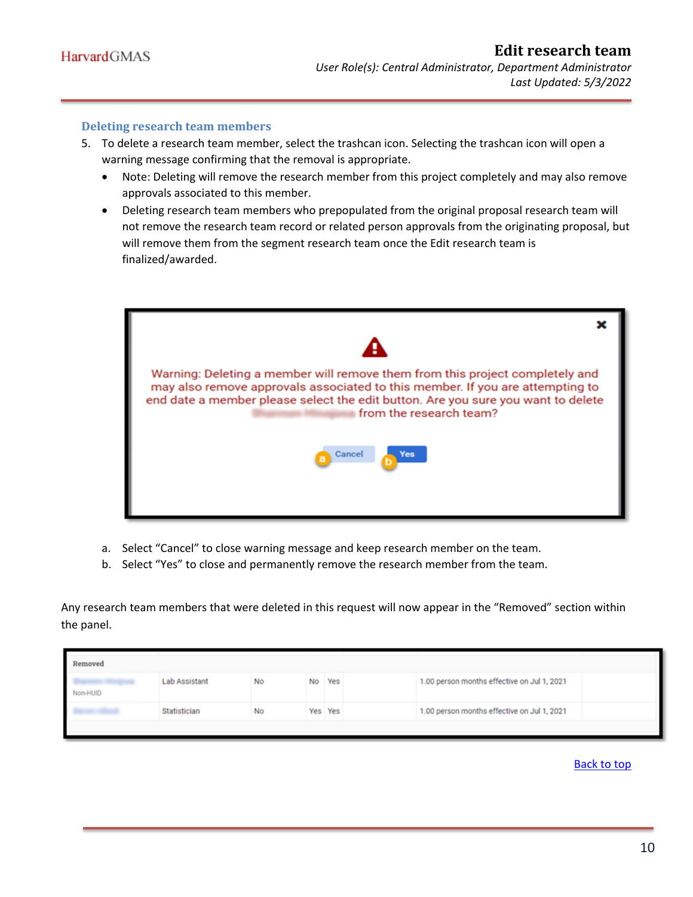### Deleting research team members

5. To delete a research team member, select the trashcan icon. Selecting the trashcan icon will open a warning message confirming that the removal is appropriate.
   - Note: Deleting will remove the research member from this project completely and may also remove approvals associated to this member.
   - Deleting research team members who prepopulated from the original proposal research team will not remove the research team record or related person approvals from the originating proposal, but will remove them from the segment research team once the Edit research team is finalized/awarded.

Warning: Deleting a member will remove them from this project completely and may also remove approvals associated to this member. If you are attempting to end date a member please select the edit button. Are you sure you want to delete [name] from the research team?

Cancel (a) | Yes (b)

a. Select "Cancel" to close warning message and keep research member on the team.
b. Select "Yes" to close and permanently remove the research member from the team.

Any research team members that were deleted in this request will now appear in the "Removed" section within the panel.

| Removed | | | | | | |
|---|---|---|---|---|---|---|
| [name] Non-HUID | Lab Assistant | No | No | Yes | 1.00 person months effective on Jul 1, 2021 | |
| [name] | Statistician | No | Yes | Yes | 1.00 person months effective on Jul 1, 2021 | |

Back to top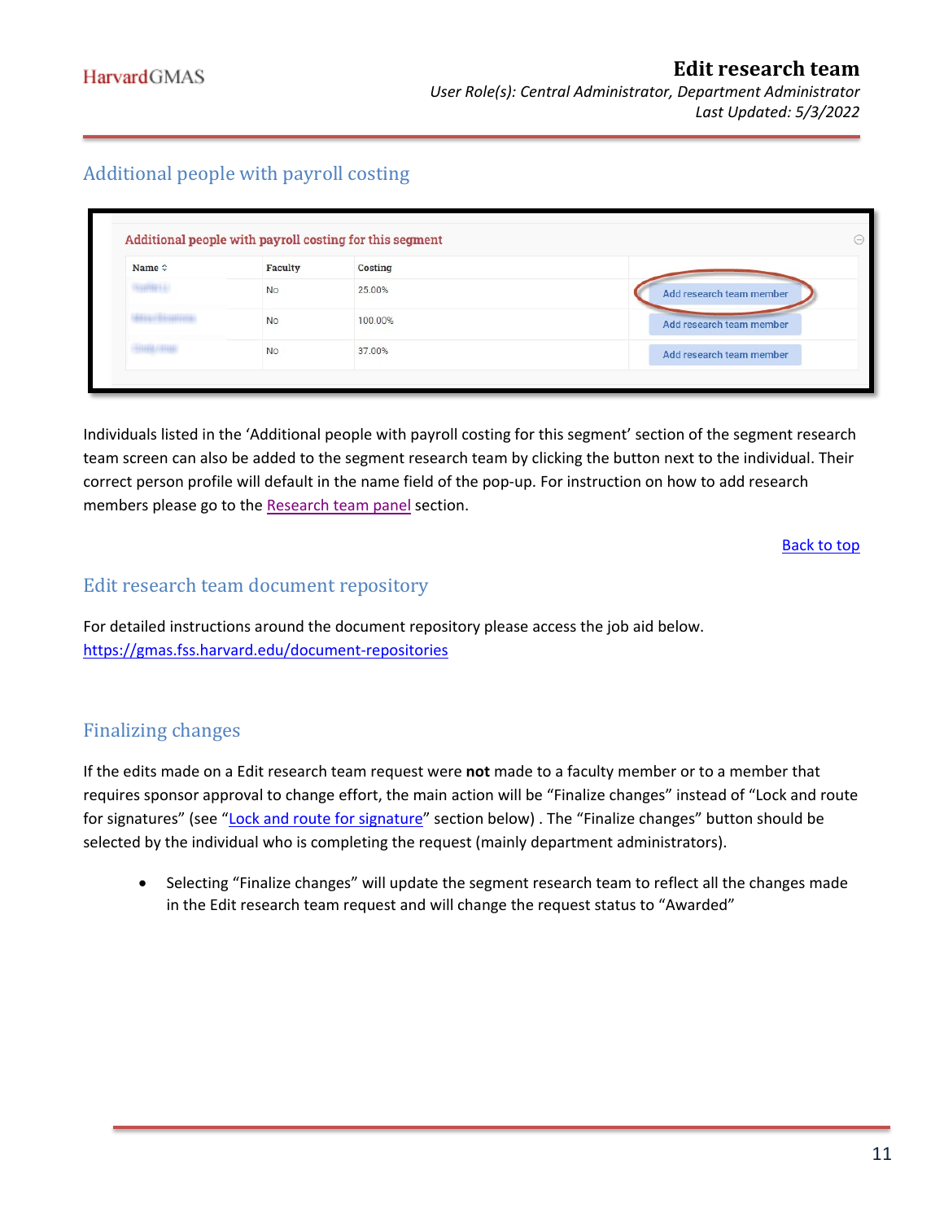## Additional people with payroll costing

| Name | Faculty | Costing | |
|---|---|---|---|
| | No | 25.00% | Add research team member |
| | No | 100.00% | Add research team member |
| | No | 37.00% | Add research team member |

Individuals listed in the 'Additional people with payroll costing for this segment' section of the segment research team screen can also be added to the segment research team by clicking the button next to the individual. Their correct person profile will default in the name field of the pop-up. For instruction on how to add research members please go to the Research team panel section.

Back to top

## Edit research team document repository

For detailed instructions around the document repository please access the job aid below.
https://gmas.fss.harvard.edu/document-repositories

## Finalizing changes

If the edits made on a Edit research team request were **not** made to a faculty member or to a member that requires sponsor approval to change effort, the main action will be "Finalize changes" instead of "Lock and route for signatures" (see "Lock and route for signature" section below) . The "Finalize changes" button should be selected by the individual who is completing the request (mainly department administrators).

- Selecting "Finalize changes" will update the segment research team to reflect all the changes made in the Edit research team request and will change the request status to "Awarded"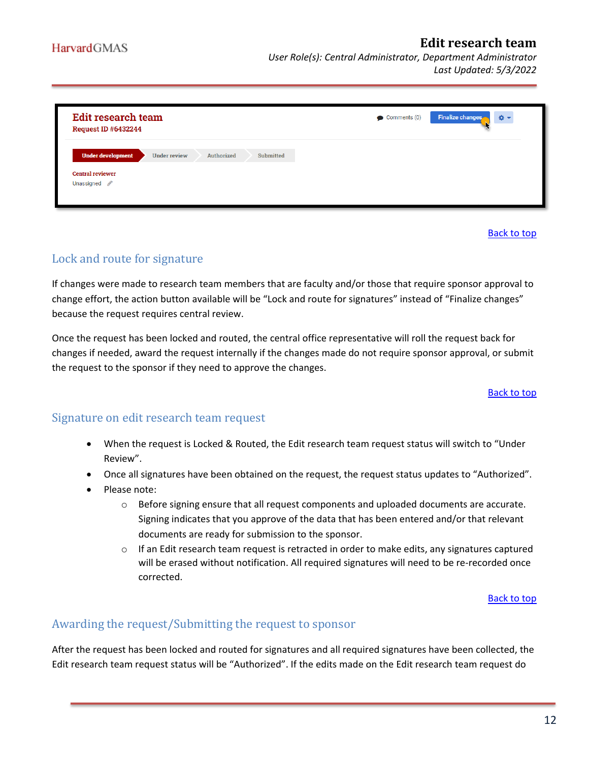Edit research team

Request ID #6432244

Comments (0) | Finalize changes

Under development | Under review | Authorized | Submitted

Central reviewer

Unassigned

[Back to top](#)

## Lock and route for signature

If changes were made to research team members that are faculty and/or those that require sponsor approval to change effort, the action button available will be "Lock and route for signatures" instead of "Finalize changes" because the request requires central review.

Once the request has been locked and routed, the central office representative will roll the request back for changes if needed, award the request internally if the changes made do not require sponsor approval, or submit the request to the sponsor if they need to approve the changes.

[Back to top](#)

## Signature on edit research team request

- When the request is Locked & Routed, the Edit research team request status will switch to "Under Review".
- Once all signatures have been obtained on the request, the request status updates to "Authorized".
- Please note:
  - Before signing ensure that all request components and uploaded documents are accurate. Signing indicates that you approve of the data that has been entered and/or that relevant documents are ready for submission to the sponsor.
  - If an Edit research team request is retracted in order to make edits, any signatures captured will be erased without notification. All required signatures will need to be re-recorded once corrected.

[Back to top](#)

## Awarding the request/Submitting the request to sponsor

After the request has been locked and routed for signatures and all required signatures have been collected, the Edit research team request status will be "Authorized". If the edits made on the Edit research team request do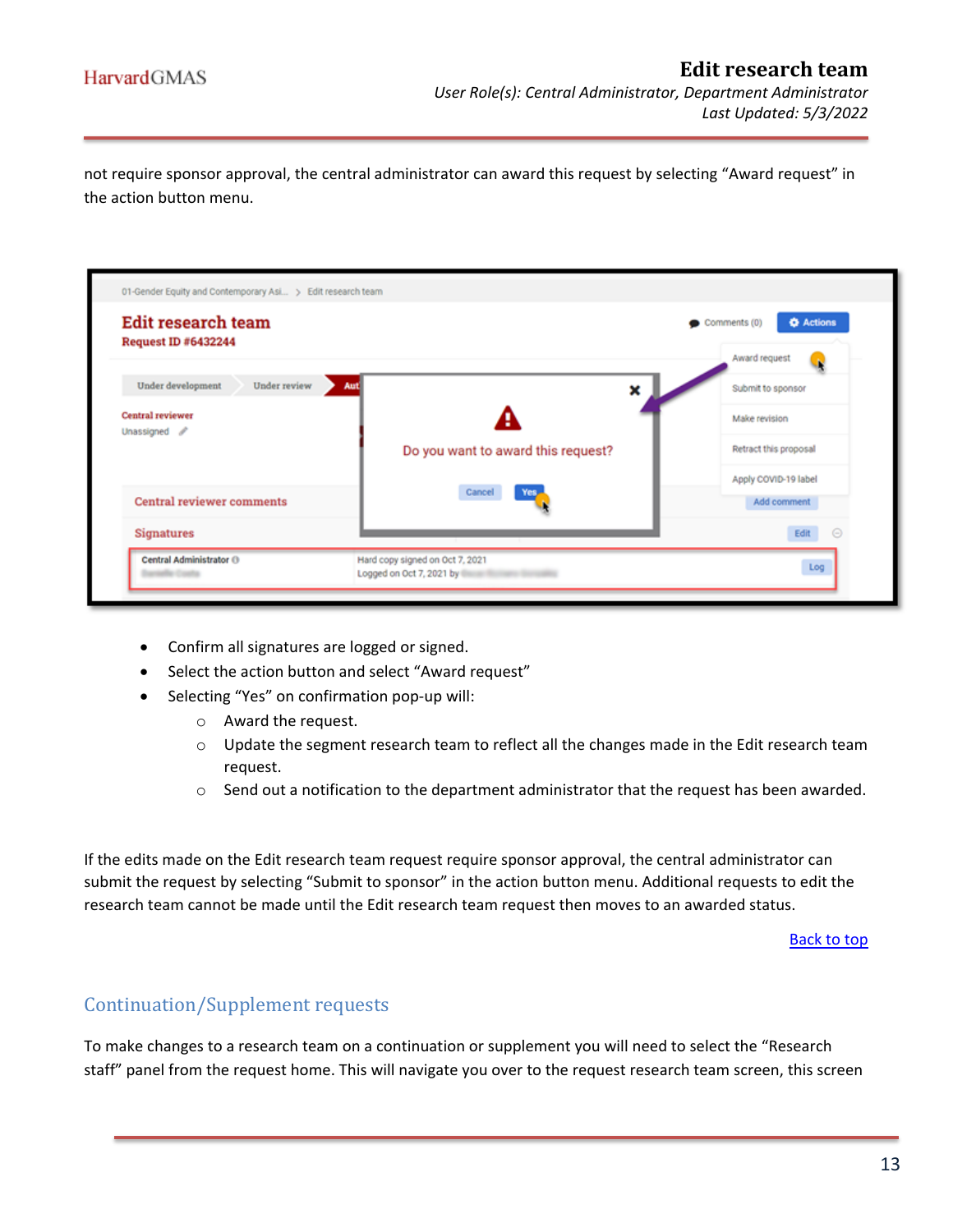not require sponsor approval, the central administrator can award this request by selecting "Award request" in the action button menu.

- Confirm all signatures are logged or signed.
- Select the action button and select "Award request"
- Selecting "Yes" on confirmation pop-up will:
  - Award the request.
  - Update the segment research team to reflect all the changes made in the Edit research team request.
  - Send out a notification to the department administrator that the request has been awarded.

If the edits made on the Edit research team request require sponsor approval, the central administrator can submit the request by selecting "Submit to sponsor" in the action button menu. Additional requests to edit the research team cannot be made until the Edit research team request then moves to an awarded status.

Back to top

## Continuation/Supplement requests

To make changes to a research team on a continuation or supplement you will need to select the "Research staff" panel from the request home. This will navigate you over to the request research team screen, this screen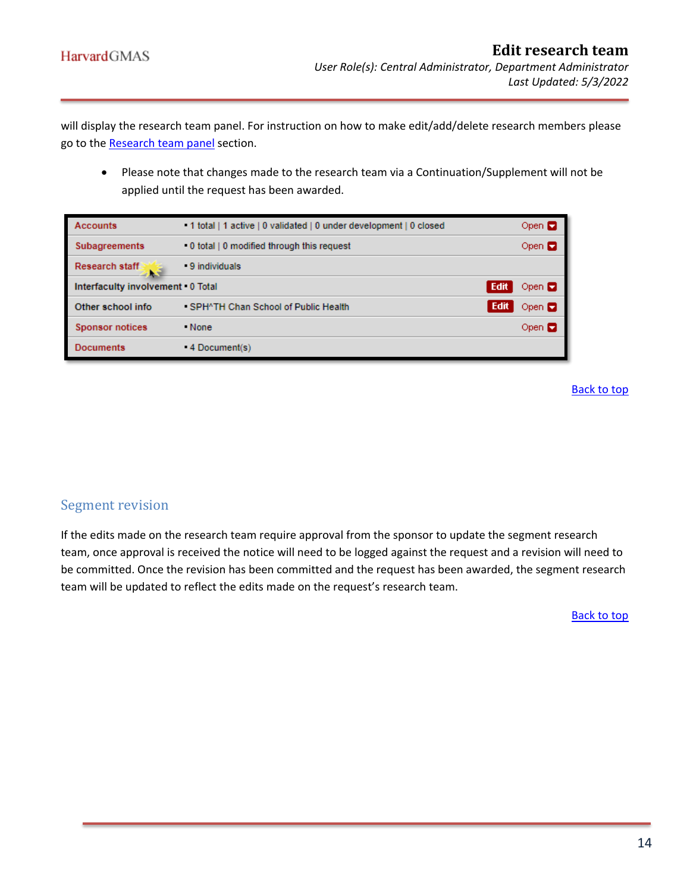will display the research team panel. For instruction on how to make edit/add/delete research members please go to the Research team panel section.

- Please note that changes made to the research team via a Continuation/Supplement will not be applied until the request has been awarded.

| | | | |
|---|---|---|---|
| Accounts | ▪ 1 total \| 1 active \| 0 validated \| 0 under development \| 0 closed | | Open |
| Subagreements | ▪ 0 total \| 0 modified through this request | | Open |
| Research staff | ▪ 9 individuals | | |
| Interfaculty involvement | ▪ 0 Total | Edit | Open |
| Other school info | ▪ SPH^TH Chan School of Public Health | Edit | Open |
| Sponsor notices | ▪ None | | Open |
| Documents | ▪ 4 Document(s) | | |

Back to top

## Segment revision

If the edits made on the research team require approval from the sponsor to update the segment research team, once approval is received the notice will need to be logged against the request and a revision will need to be committed. Once the revision has been committed and the request has been awarded, the segment research team will be updated to reflect the edits made on the request's research team.

Back to top